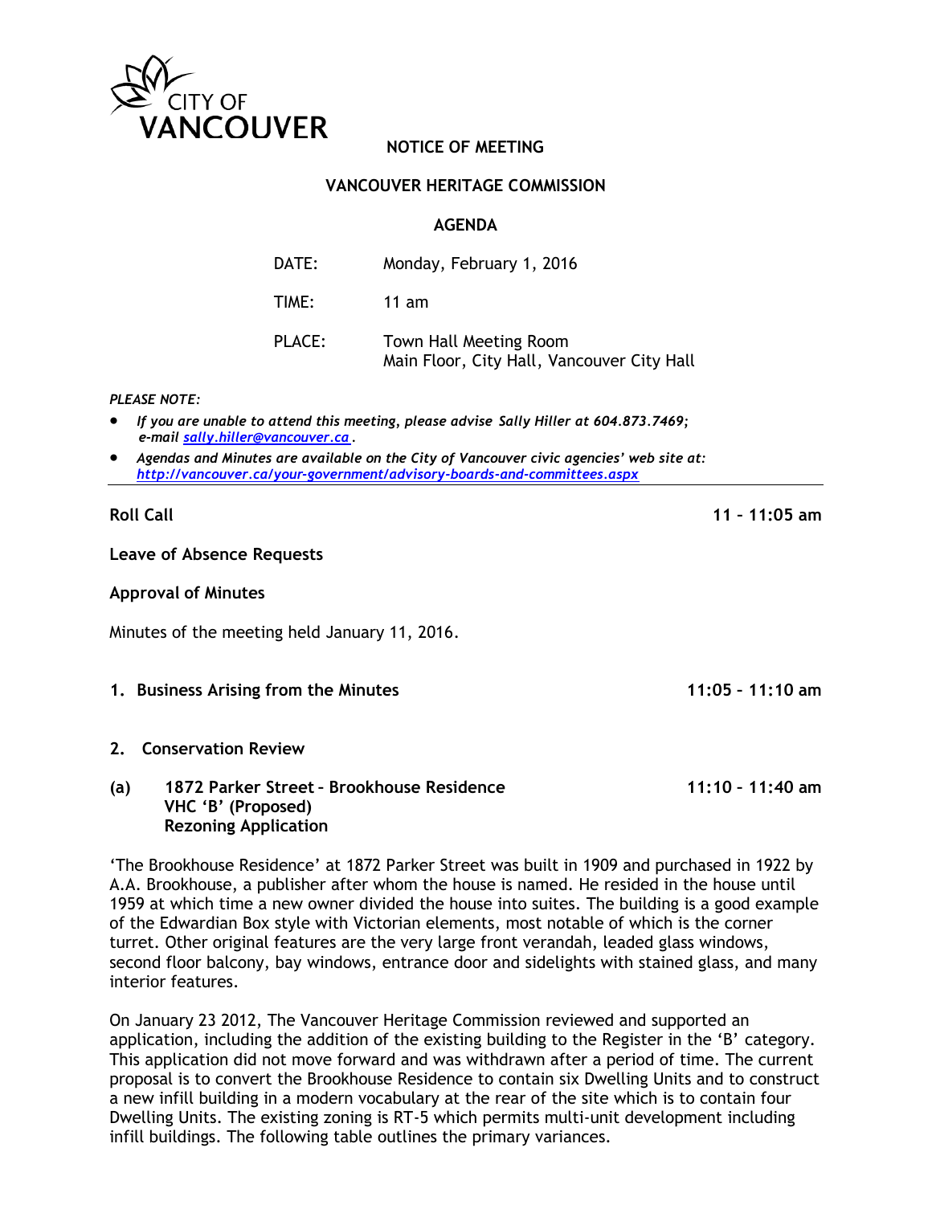CITY OF VANCOUVER

# NOTICE OF MEETING

## VANCOUVER HERITAGE COMMISSION

## AGENDA

| | |
|---|---|
| DATE: | Monday, February 1, 2016 |
| TIME: | 11 am |
| PLACE: | Town Hall Meeting Room<br>Main Floor, City Hall, Vancouver City Hall |

*PLEASE NOTE:*

- *If you are unable to attend this meeting, please advise Sally Hiller at 604.873.7469; e-mail [sally.hiller@vancouver.ca](mailto:sally.hiller@vancouver.ca).*
- *Agendas and Minutes are available on the City of Vancouver civic agencies' web site at: [http://vancouver.ca/your-government/advisory-boards-and-committees.aspx](http://vancouver.ca/your-government/advisory-boards-and-committees.aspx)*

---

**Roll Call** **11 – 11:05 am**

**Leave of Absence Requests**

**Approval of Minutes**

Minutes of the meeting held January 11, 2016.

**1. Business Arising from the Minutes** **11:05 – 11:10 am**

**2. Conservation Review**

**(a) 1872 Parker Street – Brookhouse Residence** **11:10 – 11:40 am**
**VHC 'B' (Proposed)**
**Rezoning Application**

'The Brookhouse Residence' at 1872 Parker Street was built in 1909 and purchased in 1922 by A.A. Brookhouse, a publisher after whom the house is named. He resided in the house until 1959 at which time a new owner divided the house into suites. The building is a good example of the Edwardian Box style with Victorian elements, most notable of which is the corner turret. Other original features are the very large front verandah, leaded glass windows, second floor balcony, bay windows, entrance door and sidelights with stained glass, and many interior features.

On January 23 2012, The Vancouver Heritage Commission reviewed and supported an application, including the addition of the existing building to the Register in the 'B' category. This application did not move forward and was withdrawn after a period of time. The current proposal is to convert the Brookhouse Residence to contain six Dwelling Units and to construct a new infill building in a modern vocabulary at the rear of the site which is to contain four Dwelling Units. The existing zoning is RT-5 which permits multi-unit development including infill buildings. The following table outlines the primary variances.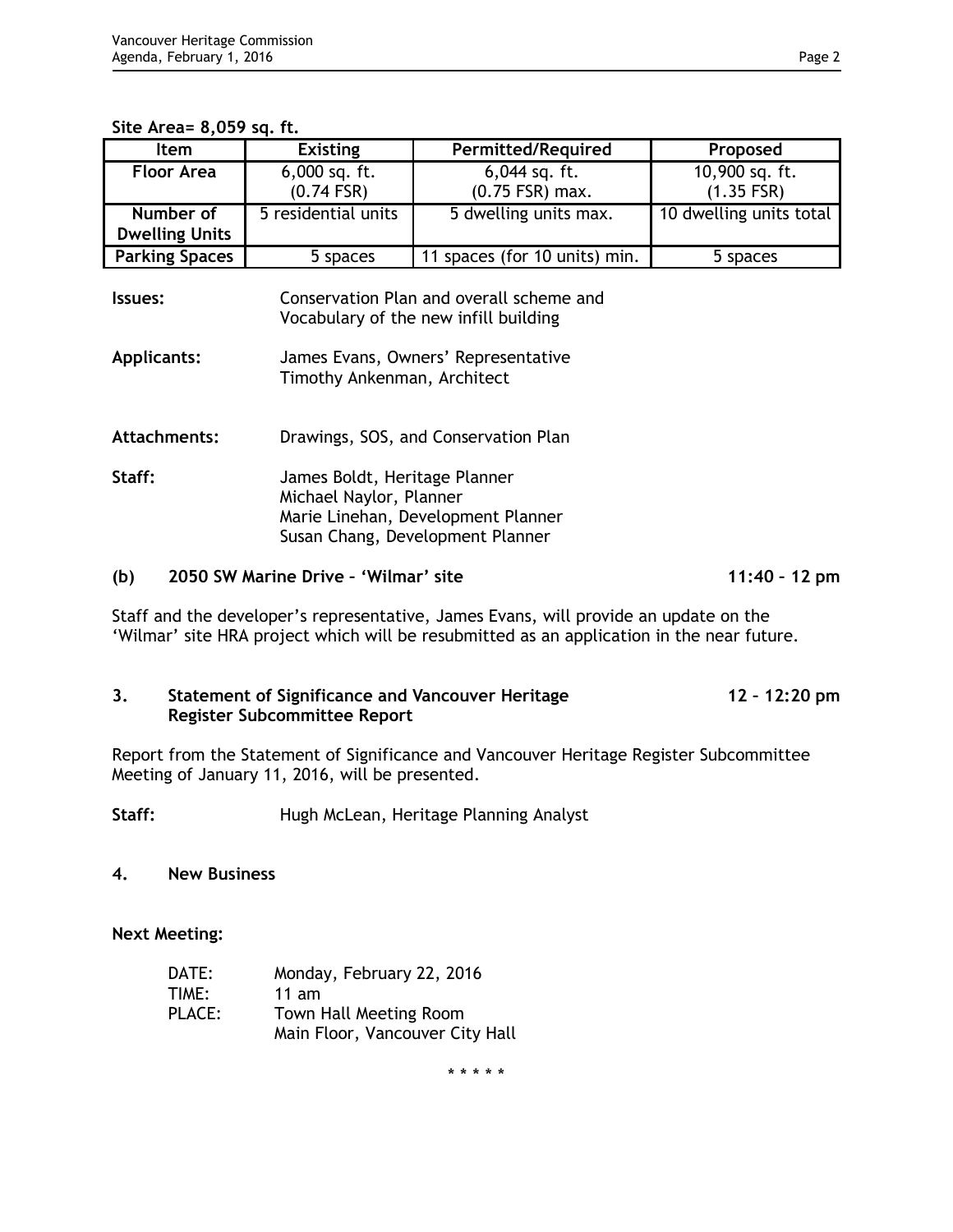**Site Area= 8,059 sq. ft.**

| Item | Existing | Permitted/Required | Proposed |
|---|---|---|---|
| **Floor Area** | 6,000 sq. ft. (0.74 FSR) | 6,044 sq. ft. (0.75 FSR) max. | 10,900 sq. ft. (1.35 FSR) |
| **Number of Dwelling Units** | 5 residential units | 5 dwelling units max. | 10 dwelling units total |
| **Parking Spaces** | 5 spaces | 11 spaces (for 10 units) min. | 5 spaces |

**Issues:** Conservation Plan and overall scheme and Vocabulary of the new infill building

**Applicants:** James Evans, Owners' Representative
Timothy Ankenman, Architect

**Attachments:** Drawings, SOS, and Conservation Plan

**Staff:** James Boldt, Heritage Planner
Michael Naylor, Planner
Marie Linehan, Development Planner
Susan Chang, Development Planner

**(b) 2050 SW Marine Drive – 'Wilmar' site** **11:40 – 12 pm**

Staff and the developer's representative, James Evans, will provide an update on the 'Wilmar' site HRA project which will be resubmitted as an application in the near future.

**3. Statement of Significance and Vancouver Heritage Register Subcommittee Report** **12 – 12:20 pm**

Report from the Statement of Significance and Vancouver Heritage Register Subcommittee Meeting of January 11, 2016, will be presented.

**Staff:** Hugh McLean, Heritage Planning Analyst

**4. New Business**

**Next Meeting:**

DATE: Monday, February 22, 2016
TIME: 11 am
PLACE: Town Hall Meeting Room
Main Floor, Vancouver City Hall

* * * * *